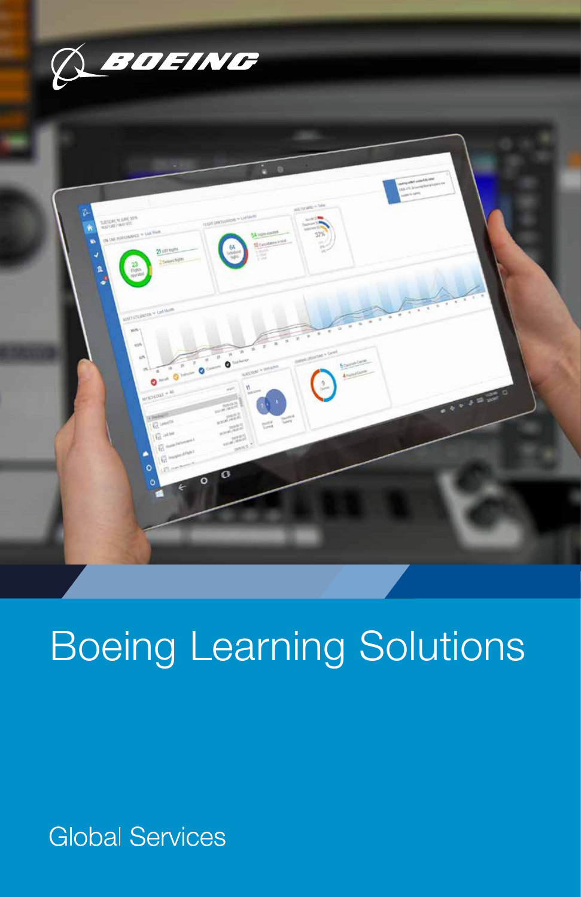BOEING

# Boeing Learning Solutions

Global Services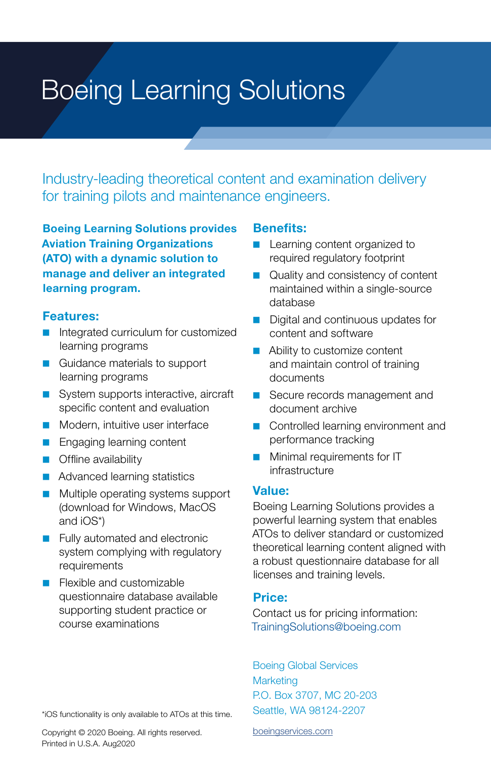# Boeing Learning Solutions

## Industry-leading theoretical content and examination delivery for training pilots and maintenance engineers.

**Boeing Learning Solutions provides Aviation Training Organizations (ATO) with a dynamic solution to manage and deliver an integrated learning program.**

### Features:

- Integrated curriculum for customized learning programs
- Guidance materials to support learning programs
- System supports interactive, aircraft specific content and evaluation
- Modern, intuitive user interface
- Engaging learning content
- Offline availability
- Advanced learning statistics
- Multiple operating systems support (download for Windows, MacOS and iOS*)
- Fully automated and electronic system complying with regulatory requirements
- Flexible and customizable questionnaire database available supporting student practice or course examinations

### Benefits:

- Learning content organized to required regulatory footprint
- Quality and consistency of content maintained within a single-source database
- Digital and continuous updates for content and software
- Ability to customize content and maintain control of training documents
- Secure records management and document archive
- Controlled learning environment and performance tracking
- Minimal requirements for IT infrastructure

### Value:

Boeing Learning Solutions provides a powerful learning system that enables ATOs to deliver standard or customized theoretical learning content aligned with a robust questionnaire database for all licenses and training levels.

### Price:

Contact us for pricing information:
TrainingSolutions@boeing.com

Boeing Global Services
Marketing
P.O. Box 3707, MC 20-203
Seattle, WA 98124-2207

boeingservices.com

*iOS functionality is only available to ATOs at this time.

Copyright © 2020 Boeing. All rights reserved.
Printed in U.S.A. Aug2020